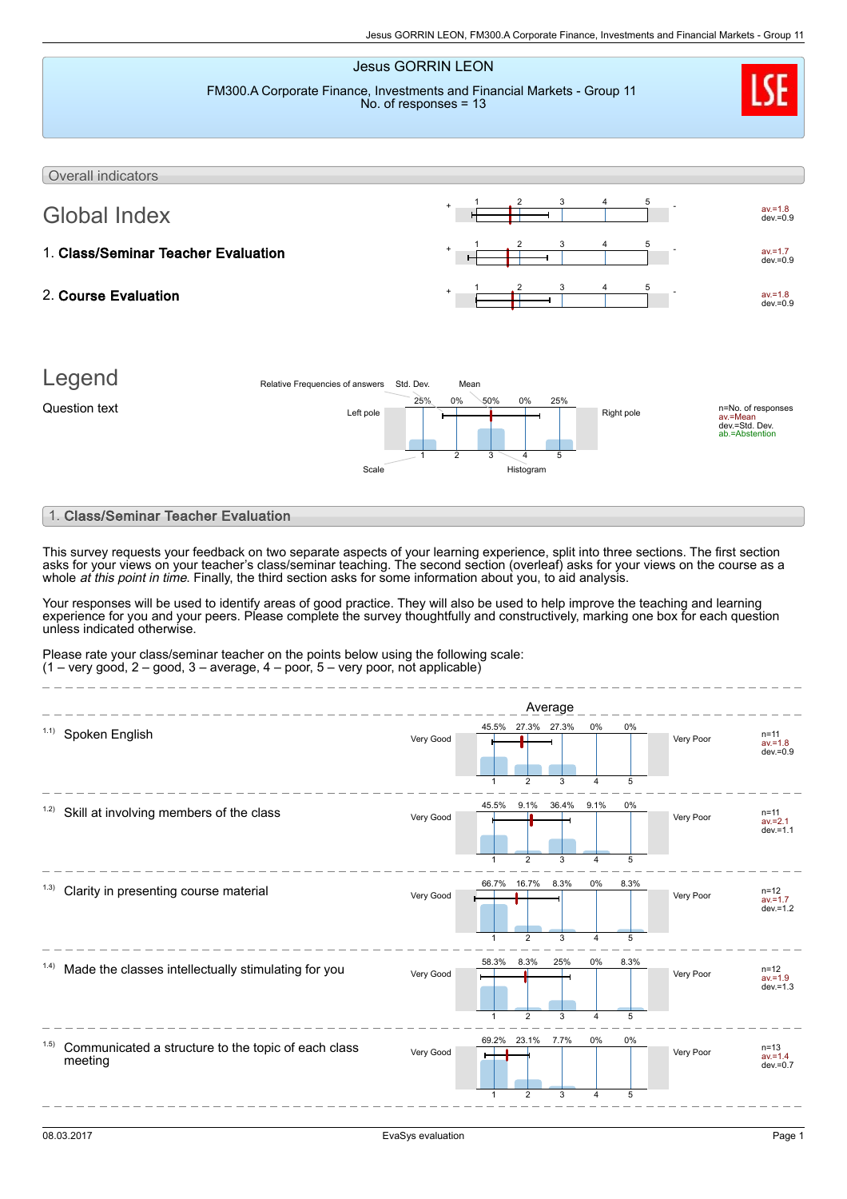# Jesus GORRIN LEON

FM300.A Corporate Finance, Investments and Financial Markets - Group 11
No. of responses = 13

## Overall indicators

### Global Index

+ 1 2 3 4 5 -

av.=1.8
dev.=0.9

1. **Class/Seminar Teacher Evaluation**

+ 1 2 3 4 5 -

av.=1.7
dev.=0.9

2. **Course Evaluation**

+ 1 2 3 4 5 -

av.=1.8
dev.=0.9

### Legend

Question text

Relative Frequencies of answers
Std. Dev.
Mean
25% 0% 50% 0% 25%
Left pole
Right pole
1 2 3 4 5
Scale
Histogram

n=No. of responses
av.=Mean
dev.=Std. Dev.
ab.=Abstention

## 1. Class/Seminar Teacher Evaluation

This survey requests your feedback on two separate aspects of your learning experience, split into three sections. The first section asks for your views on your teacher's class/seminar teaching. The second section (overleaf) asks for your views on the course as a whole *at this point in time*. Finally, the third section asks for some information about you, to aid analysis.

Your responses will be used to identify areas of good practice. They will also be used to help improve the teaching and learning experience for you and your peers. Please complete the survey thoughtfully and constructively, marking one box for each question unless indicated otherwise.

Please rate your class/seminar teacher on the points below using the following scale:
(1 – very good, 2 – good, 3 – average, 4 – poor, 5 – very poor, not applicable)

Average

1.1) Spoken English

Very Good
45.5% 27.3% 27.3% 0% 0%
1 2 3 4 5
Very Poor

n=11
av.=1.8
dev.=0.9

1.2) Skill at involving members of the class

Very Good
45.5% 9.1% 36.4% 9.1% 0%
1 2 3 4 5
Very Poor

n=11
av.=2.1
dev.=1.1

1.3) Clarity in presenting course material

Very Good
66.7% 16.7% 8.3% 0% 8.3%
1 2 3 4 5
Very Poor

n=12
av.=1.7
dev.=1.2

1.4) Made the classes intellectually stimulating for you

Very Good
58.3% 8.3% 25% 0% 8.3%
1 2 3 4 5
Very Poor

n=12
av.=1.9
dev.=1.3

1.5) Communicated a structure to the topic of each class meeting

Very Good
69.2% 23.1% 7.7% 0% 0%
1 2 3 4 5
Very Poor

n=13
av.=1.4
dev.=0.7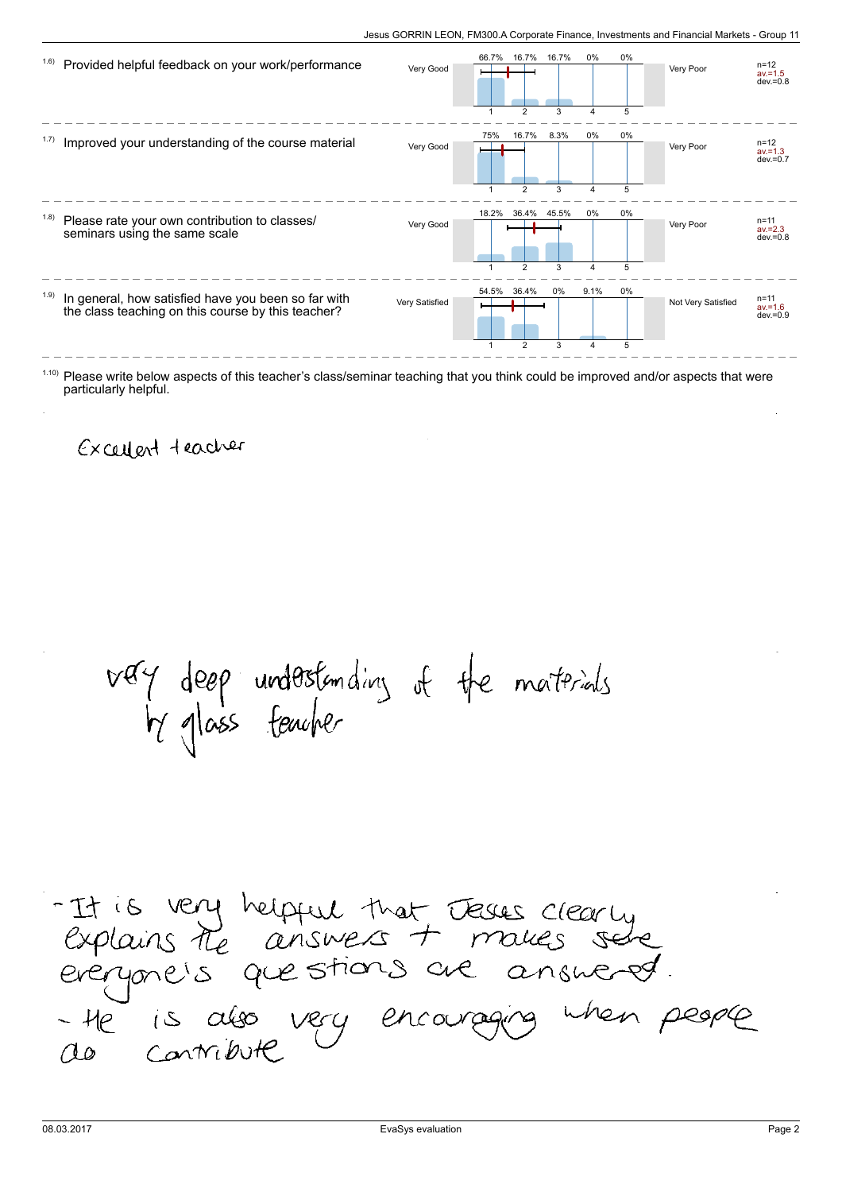1.6) Provided helpful feedback on your work/performance

Very Good
66.7% 16.7% 16.7% 0% 0%
1 2 3 4 5
Very Poor
n=12
av.=1.5
dev.=0.8

1.7) Improved your understanding of the course material

Very Good
75% 16.7% 8.3% 0% 0%
1 2 3 4 5
Very Poor
n=12
av.=1.3
dev.=0.7

1.8) Please rate your own contribution to classes/seminars using the same scale

Very Good
18.2% 36.4% 45.5% 0% 0%
1 2 3 4 5
Very Poor
n=11
av.=2.3
dev.=0.8

1.9) In general, how satisfied have you been so far with the class teaching on this course by this teacher?

Very Satisfied
54.5% 36.4% 0% 9.1% 0%
1 2 3 4 5
Not Very Satisfied
n=11
av.=1.6
dev.=0.9

1.10) Please write below aspects of this teacher's class/seminar teaching that you think could be improved and/or aspects that were particularly helpful.

Excellent teacher

very deep understanding of the materials by glass teacher

- It is very helpful that Jesus clearly explains the answers + makes sure everyone's questions are answered.
- He is also very encouraging when people do contribute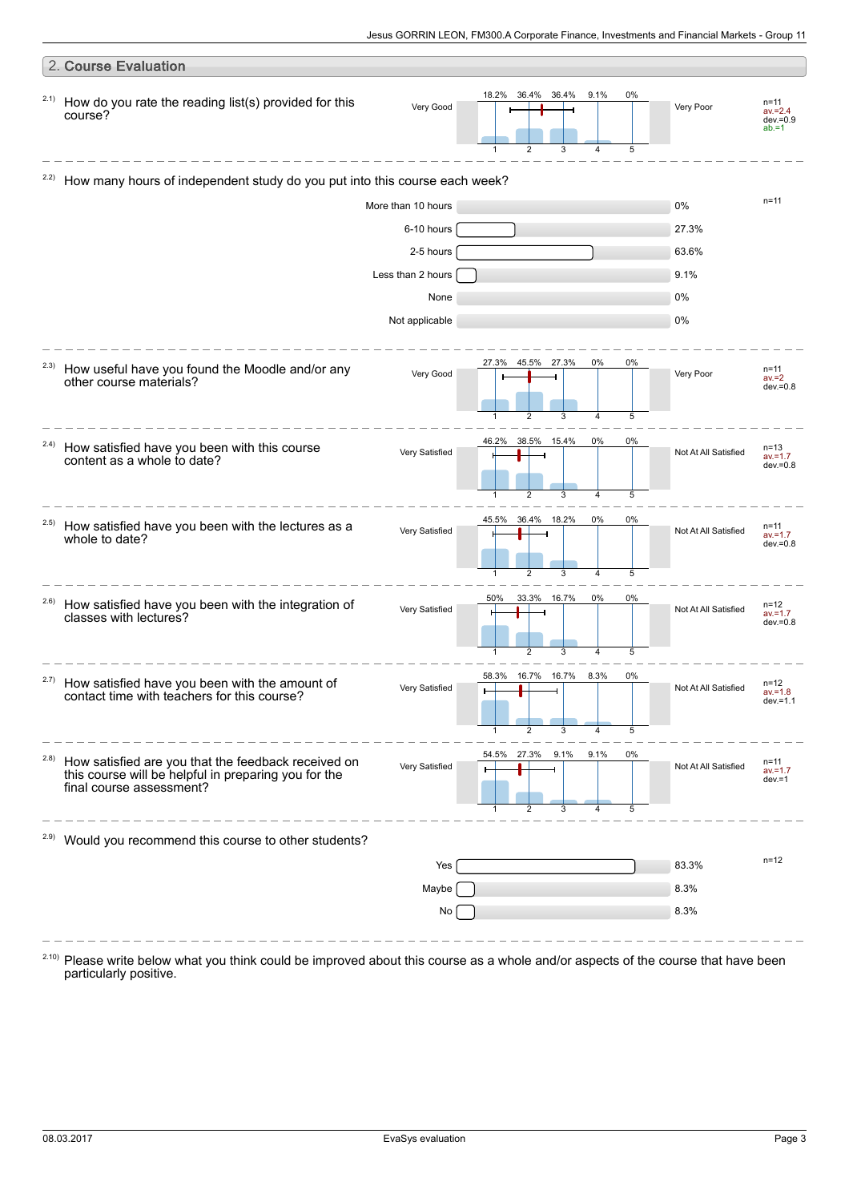## 2. Course Evaluation

2.1) How do you rate the reading list(s) provided for this course?

Very Good
18.2% 36.4% 36.4% 9.1% 0%
1 2 3 4 5
Very Poor
n=11
av.=2.4
dev.=0.9
ab.=1

2.2) How many hours of independent study do you put into this course each week?

More than 10 hours 0%
6-10 hours 27.3%
2-5 hours 63.6%
Less than 2 hours 9.1%
None 0%
Not applicable 0%
n=11

2.3) How useful have you found the Moodle and/or any other course materials?

Very Good
27.3% 45.5% 27.3% 0% 0%
1 2 3 4 5
Very Poor
n=11
av.=2
dev.=0.8

2.4) How satisfied have you been with this course content as a whole to date?

Very Satisfied
46.2% 38.5% 15.4% 0% 0%
1 2 3 4 5
Not At All Satisfied
n=13
av.=1.7
dev.=0.8

2.5) How satisfied have you been with the lectures as a whole to date?

Very Satisfied
45.5% 36.4% 18.2% 0% 0%
1 2 3 4 5
Not At All Satisfied
n=11
av.=1.7
dev.=0.8

2.6) How satisfied have you been with the integration of classes with lectures?

Very Satisfied
50% 33.3% 16.7% 0% 0%
1 2 3 4 5
Not At All Satisfied
n=12
av.=1.7
dev.=0.8

2.7) How satisfied have you been with the amount of contact time with teachers for this course?

Very Satisfied
58.3% 16.7% 16.7% 8.3% 0%
1 2 3 4 5
Not At All Satisfied
n=12
av.=1.8
dev.=1.1

2.8) How satisfied are you that the feedback received on this course will be helpful in preparing you for the final course assessment?

Very Satisfied
54.5% 27.3% 9.1% 9.1% 0%
1 2 3 4 5
Not At All Satisfied
n=11
av.=1.7
dev.=1

2.9) Would you recommend this course to other students?

Yes 83.3%
Maybe 8.3%
No 8.3%
n=12

2.10) Please write below what you think could be improved about this course as a whole and/or aspects of the course that have been particularly positive.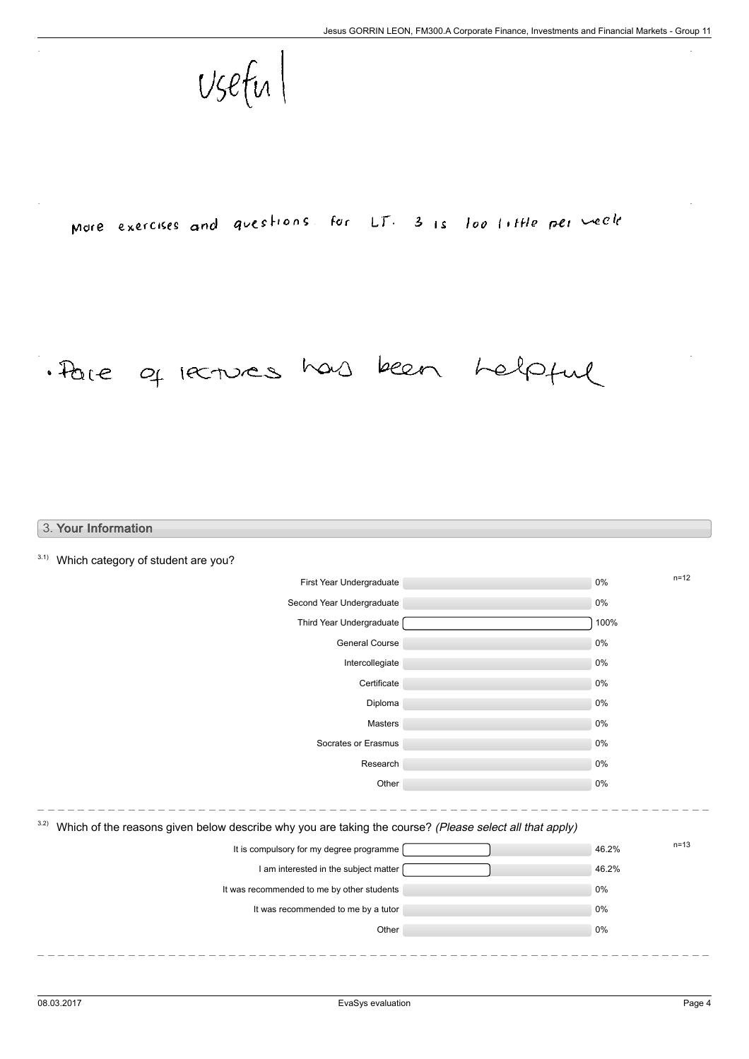Useful

More exercises and questions for LT. 3 is too little per week

. Pace of lectures has been helpful

## 3. Your Information

3.1) Which category of student are you?

n=12

First Year Undergraduate 0%
Second Year Undergraduate 0%
Third Year Undergraduate 100%
General Course 0%
Intercollegiate 0%
Certificate 0%
Diploma 0%
Masters 0%
Socrates or Erasmus 0%
Research 0%
Other 0%

3.2) Which of the reasons given below describe why you are taking the course? *(Please select all that apply)*

n=13

It is compulsory for my degree programme 46.2%
I am interested in the subject matter 46.2%
It was recommended to me by other students 0%
It was recommended to me by a tutor 0%
Other 0%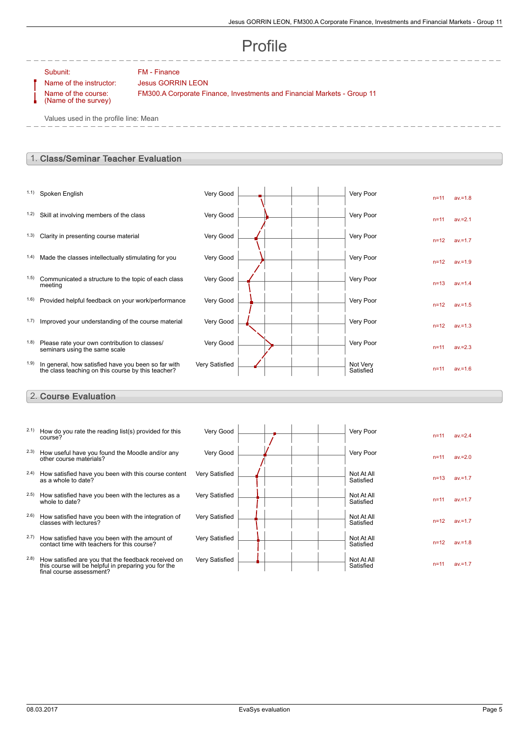# Profile

Subunit: FM - Finance

Name of the instructor: Jesus GORRIN LEON

Name of the course: (Name of the survey) FM300.A Corporate Finance, Investments and Financial Markets - Group 11

Values used in the profile line: Mean

## 1. Class/Seminar Teacher Evaluation

1.1) Spoken English — Very Good / Very Poor — n=11 av.=1.8

1.2) Skill at involving members of the class — Very Good / Very Poor — n=11 av.=2.1

1.3) Clarity in presenting course material — Very Good / Very Poor — n=12 av.=1.7

1.4) Made the classes intellectually stimulating for you — Very Good / Very Poor — n=12 av.=1.9

1.5) Communicated a structure to the topic of each class meeting — Very Good / Very Poor — n=13 av.=1.4

1.6) Provided helpful feedback on your work/performance — Very Good / Very Poor — n=12 av.=1.5

1.7) Improved your understanding of the course material — Very Good / Very Poor — n=12 av.=1.3

1.8) Please rate your own contribution to classes/ seminars using the same scale — Very Good / Very Poor — n=11 av.=2.3

1.9) In general, how satisfied have you been so far with the class teaching on this course by this teacher? — Very Satisfied / Not Very Satisfied — n=11 av.=1.6

## 2. Course Evaluation

2.1) How do you rate the reading list(s) provided for this course? — Very Good / Very Poor — n=11 av.=2.4

2.3) How useful have you found the Moodle and/or any other course materials? — Very Good / Very Poor — n=11 av.=2.0

2.4) How satisfied have you been with this course content as a whole to date? — Very Satisfied / Not At All Satisfied — n=13 av.=1.7

2.5) How satisfied have you been with the lectures as a whole to date? — Very Satisfied / Not At All Satisfied — n=11 av.=1.7

2.6) How satisfied have you been with the integration of classes with lectures? — Very Satisfied / Not At All Satisfied — n=12 av.=1.7

2.7) How satisfied have you been with the amount of contact time with teachers for this course? — Very Satisfied / Not At All Satisfied — n=12 av.=1.8

2.8) How satisfied are you that the feedback received on this course will be helpful in preparing you for the final course assessment? — Very Satisfied / Not At All Satisfied — n=11 av.=1.7